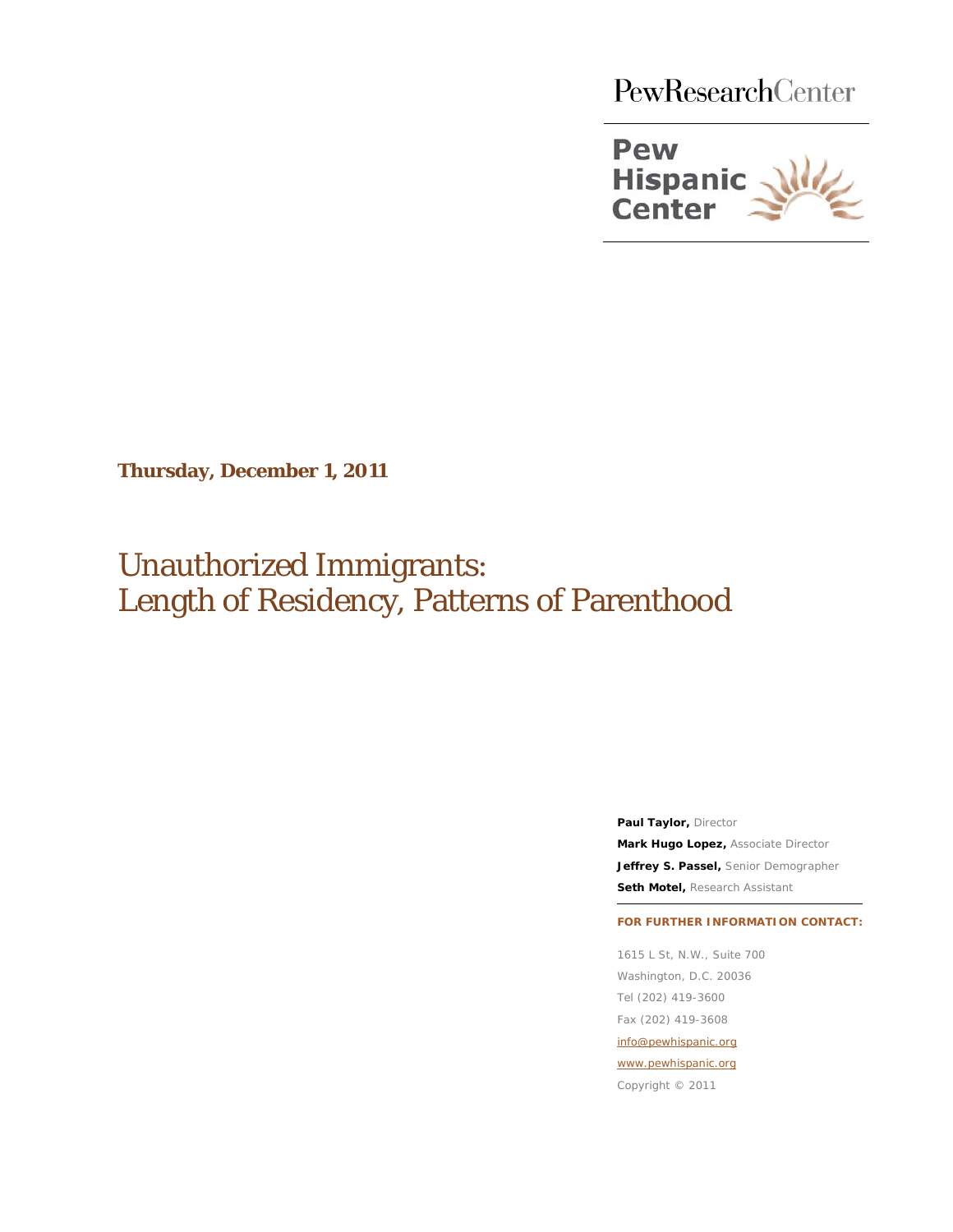PewResearchCenter

Pew Hispanic Center

**Thursday, December 1, 2011**

# Unauthorized Immigrants: Length of Residency, Patterns of Parenthood

**Paul Taylor,** Director

**Mark Hugo Lopez,** Associate Director

**Jeffrey S. Passel,** Senior Demographer

**Seth Motel,** Research Assistant

**FOR FURTHER INFORMATION CONTACT:**

1615 L St, N.W., Suite 700
Washington, D.C. 20036
Tel (202) 419-3600
Fax (202) 419-3608
info@pewhispanic.org
www.pewhispanic.org
Copyright © 2011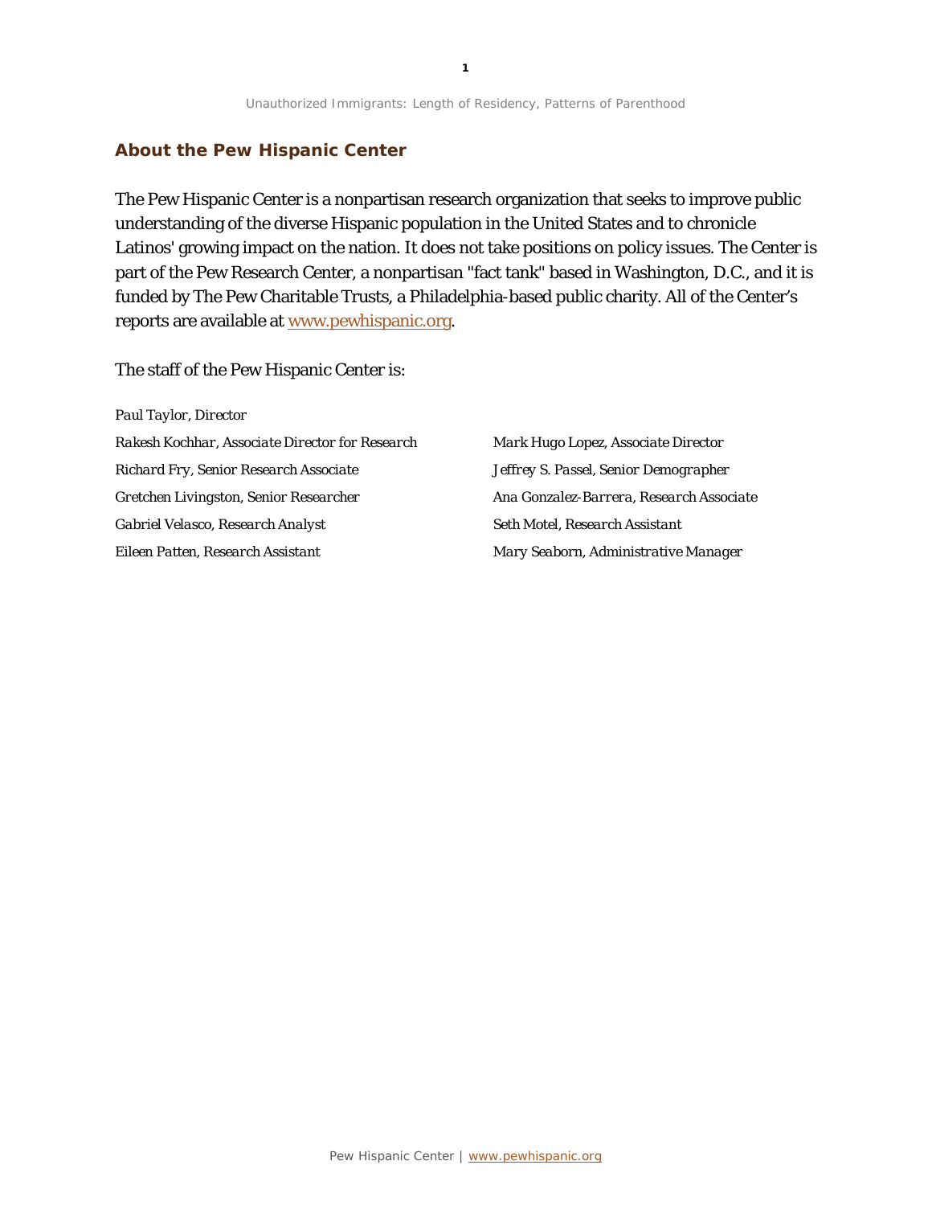## About the Pew Hispanic Center

The Pew Hispanic Center is a nonpartisan research organization that seeks to improve public understanding of the diverse Hispanic population in the United States and to chronicle Latinos' growing impact on the nation. It does not take positions on policy issues. The Center is part of the Pew Research Center, a nonpartisan "fact tank" based in Washington, D.C., and it is funded by The Pew Charitable Trusts, a Philadelphia-based public charity. All of the Center's reports are available at [www.pewhispanic.org](http://www.pewhispanic.org).

The staff of the Pew Hispanic Center is:

*Paul Taylor, Director*

*Rakesh Kochhar, Associate Director for Research*

*Mark Hugo Lopez, Associate Director*

*Richard Fry, Senior Research Associate*

*Jeffrey S. Passel, Senior Demographer*

*Gretchen Livingston, Senior Researcher*

*Ana Gonzalez-Barrera, Research Associate*

*Gabriel Velasco, Research Analyst*

*Seth Motel, Research Assistant*

*Eileen Patten, Research Assistant*

*Mary Seaborn, Administrative Manager*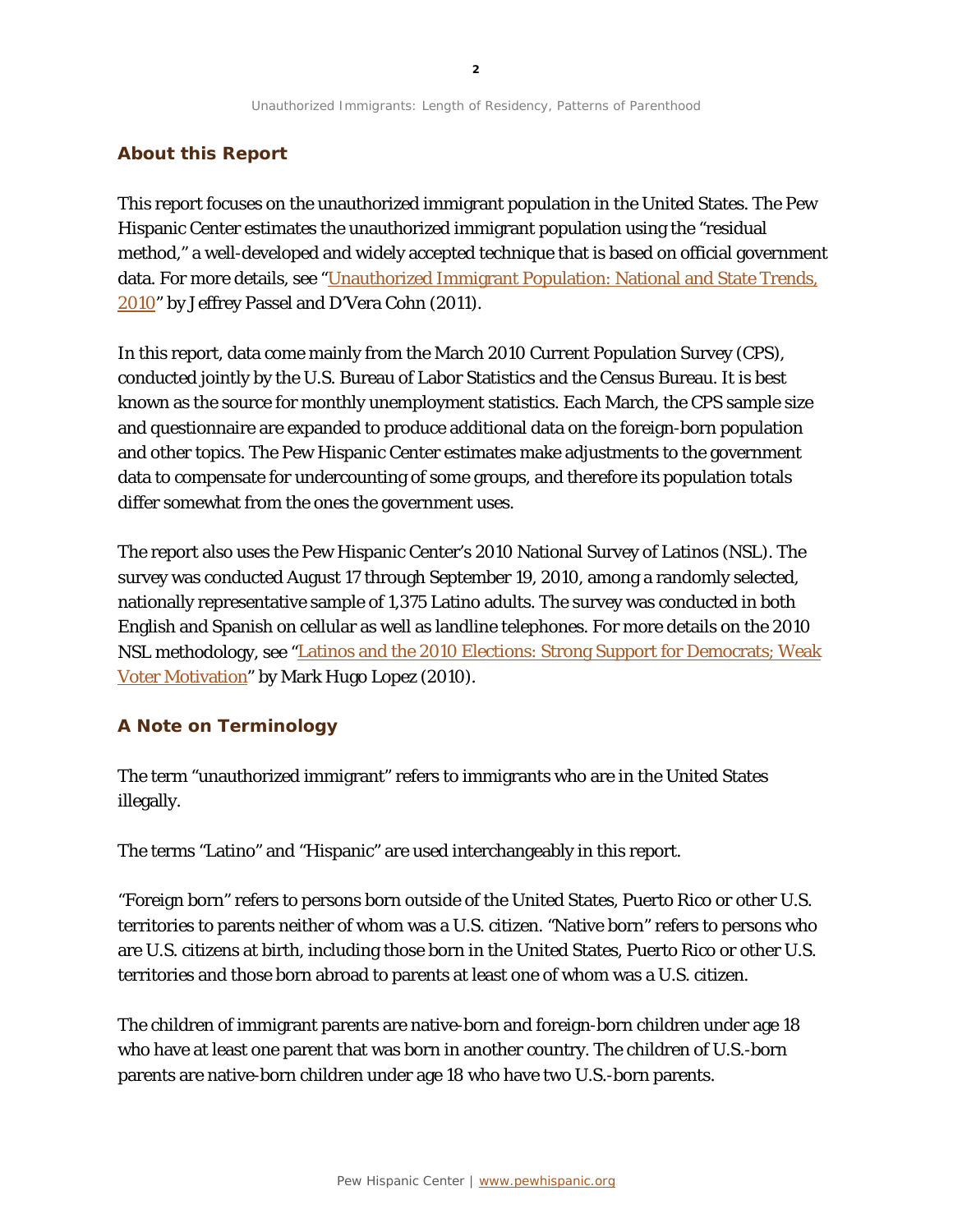## About this Report

This report focuses on the unauthorized immigrant population in the United States. The Pew Hispanic Center estimates the unauthorized immigrant population using the "residual method," a well-developed and widely accepted technique that is based on official government data. For more details, see "Unauthorized Immigrant Population: National and State Trends, 2010" by Jeffrey Passel and D'Vera Cohn (2011).

In this report, data come mainly from the March 2010 Current Population Survey (CPS), conducted jointly by the U.S. Bureau of Labor Statistics and the Census Bureau. It is best known as the source for monthly unemployment statistics. Each March, the CPS sample size and questionnaire are expanded to produce additional data on the foreign-born population and other topics. The Pew Hispanic Center estimates make adjustments to the government data to compensate for undercounting of some groups, and therefore its population totals differ somewhat from the ones the government uses.

The report also uses the Pew Hispanic Center's 2010 National Survey of Latinos (NSL). The survey was conducted August 17 through September 19, 2010, among a randomly selected, nationally representative sample of 1,375 Latino adults. The survey was conducted in both English and Spanish on cellular as well as landline telephones. For more details on the 2010 NSL methodology, see "Latinos and the 2010 Elections: Strong Support for Democrats; Weak Voter Motivation" by Mark Hugo Lopez (2010).

## A Note on Terminology

The term "unauthorized immigrant" refers to immigrants who are in the United States illegally.

The terms "Latino" and "Hispanic" are used interchangeably in this report.

"Foreign born" refers to persons born outside of the United States, Puerto Rico or other U.S. territories to parents neither of whom was a U.S. citizen. "Native born" refers to persons who are U.S. citizens at birth, including those born in the United States, Puerto Rico or other U.S. territories and those born abroad to parents at least one of whom was a U.S. citizen.

The children of immigrant parents are native-born and foreign-born children under age 18 who have at least one parent that was born in another country. The children of U.S.-born parents are native-born children under age 18 who have two U.S.-born parents.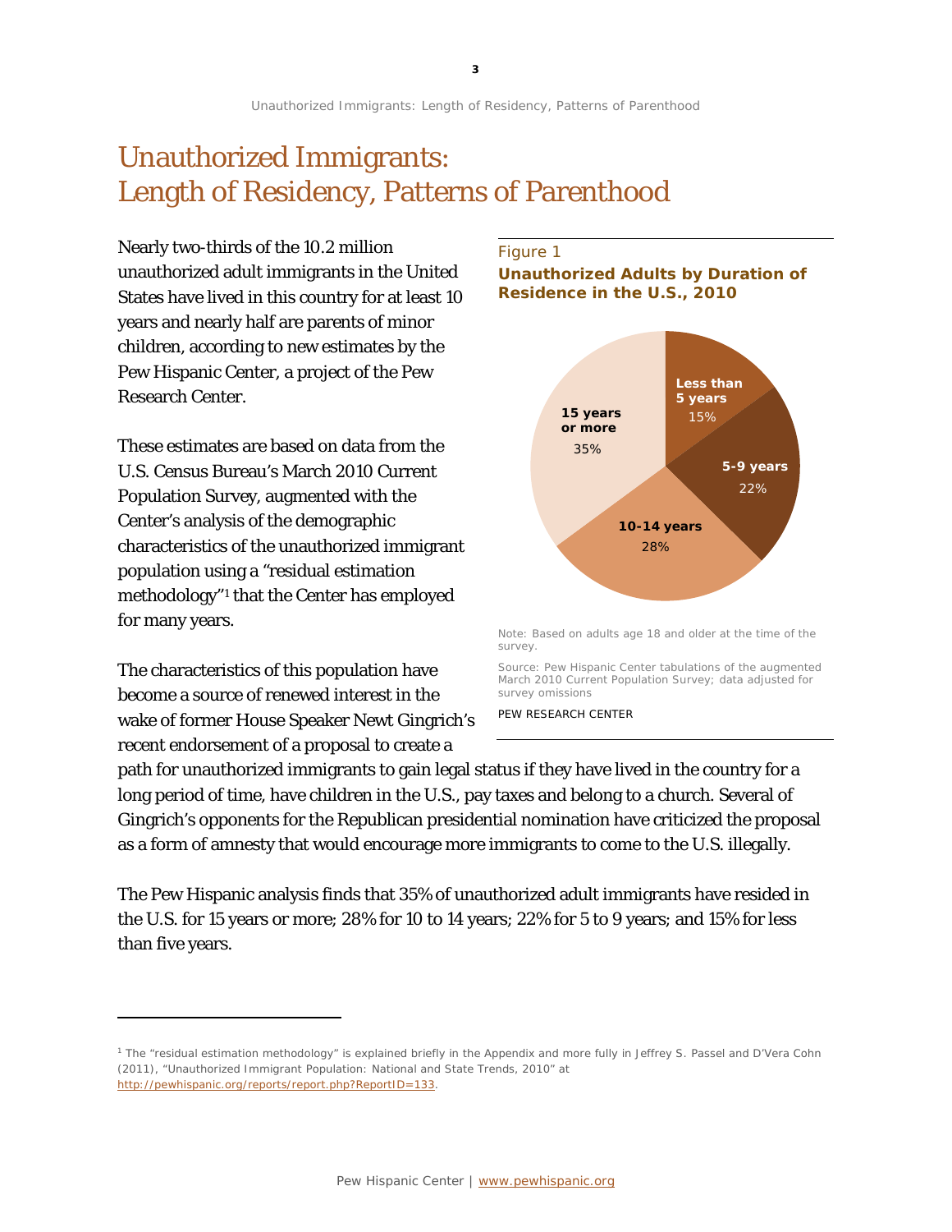# Unauthorized Immigrants: Length of Residency, Patterns of Parenthood

Nearly two-thirds of the 10.2 million unauthorized adult immigrants in the United States have lived in this country for at least 10 years and nearly half are parents of minor children, according to new estimates by the Pew Hispanic Center, a project of the Pew Research Center.

These estimates are based on data from the U.S. Census Bureau's March 2010 Current Population Survey, augmented with the Center's analysis of the demographic characteristics of the unauthorized immigrant population using a "residual estimation methodology"[1] that the Center has employed for many years.

Figure 1

**Unauthorized Adults by Duration of Residence in the U.S., 2010**

| Duration | Share |
|---|---|
| Less than 5 years | 15% |
| 5-9 years | 22% |
| 10-14 years | 28% |
| 15 years or more | 35% |

Note: Based on adults age 18 and older at the time of the survey.

Source: Pew Hispanic Center tabulations of the augmented March 2010 Current Population Survey; data adjusted for survey omissions

PEW RESEARCH CENTER

The characteristics of this population have become a source of renewed interest in the wake of former House Speaker Newt Gingrich's recent endorsement of a proposal to create a path for unauthorized immigrants to gain legal status if they have lived in the country for a long period of time, have children in the U.S., pay taxes and belong to a church. Several of Gingrich's opponents for the Republican presidential nomination have criticized the proposal as a form of amnesty that would encourage more immigrants to come to the U.S. illegally.

The Pew Hispanic analysis finds that 35% of unauthorized adult immigrants have resided in the U.S. for 15 years or more; 28% for 10 to 14 years; 22% for 5 to 9 years; and 15% for less than five years.

---

[1] The "residual estimation methodology" is explained briefly in the Appendix and more fully in Jeffrey S. Passel and D'Vera Cohn (2011), "Unauthorized Immigrant Population: National and State Trends, 2010" at http://pewhispanic.org/reports/report.php?ReportID=133.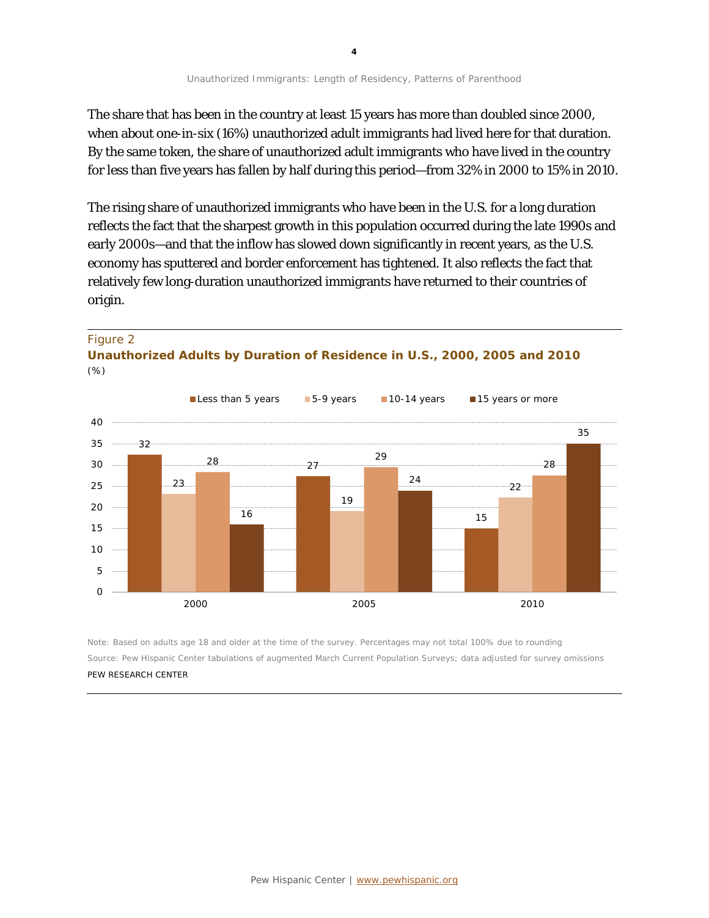The share that has been in the country at least 15 years has more than doubled since 2000, when about one-in-six (16%) unauthorized adult immigrants had lived here for that duration. By the same token, the share of unauthorized adult immigrants who have lived in the country for less than five years has fallen by half during this period—from 32% in 2000 to 15% in 2010.

The rising share of unauthorized immigrants who have been in the U.S. for a long duration reflects the fact that the sharpest growth in this population occurred during the late 1990s and early 2000s—and that the inflow has slowed down significantly in recent years, as the U.S. economy has sputtered and border enforcement has tightened. It also reflects the fact that relatively few long-duration unauthorized immigrants have returned to their countries of origin.

Figure 2

**Unauthorized Adults by Duration of Residence in U.S., 2000, 2005 and 2010**

(%)

| | Less than 5 years | 5-9 years | 10-14 years | 15 years or more |
|---|---|---|---|---|
| 2000 | 32 | 23 | 28 | 16 |
| 2005 | 27 | 19 | 29 | 24 |
| 2010 | 15 | 22 | 28 | 35 |

Note: Based on adults age 18 and older at the time of the survey. Percentages may not total 100% due to rounding

Source: Pew Hispanic Center tabulations of augmented March Current Population Surveys; data adjusted for survey omissions

PEW RESEARCH CENTER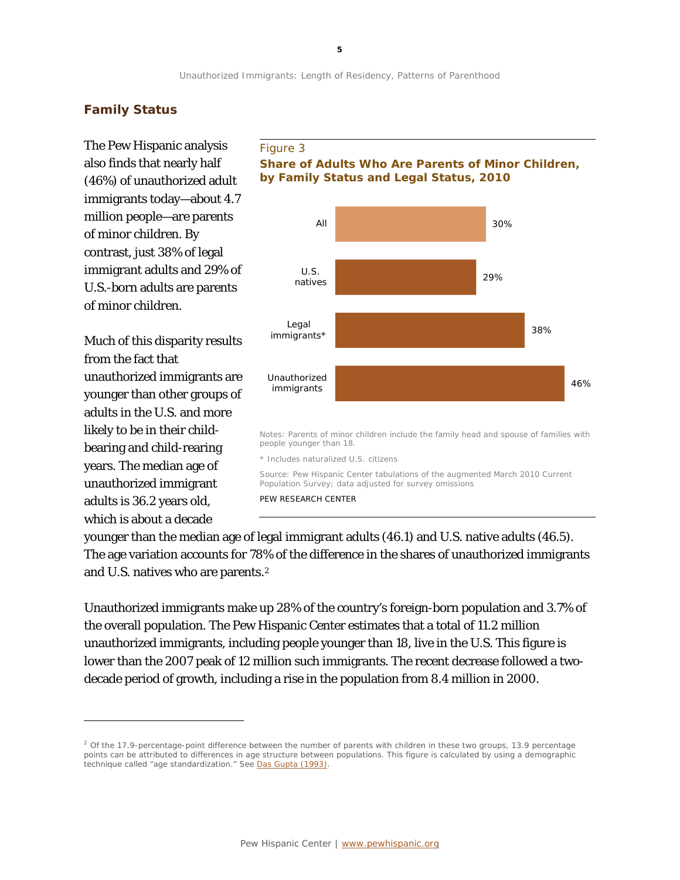## Family Status

The Pew Hispanic analysis also finds that nearly half (46%) of unauthorized adult immigrants today—about 4.7 million people—are parents of minor children. By contrast, just 38% of legal immigrant adults and 29% of U.S.-born adults are parents of minor children.

Much of this disparity results from the fact that unauthorized immigrants are younger than other groups of adults in the U.S. and more likely to be in their child-bearing and child-rearing years. The median age of unauthorized immigrant adults is 36.2 years old, which is about a decade younger than the median age of legal immigrant adults (46.1) and U.S. native adults (46.5). The age variation accounts for 78% of the difference in the shares of unauthorized immigrants and U.S. natives who are parents.[2]

Figure 3

**Share of Adults Who Are Parents of Minor Children, by Family Status and Legal Status, 2010**

| | Share |
|---|---|
| All | 30% |
| U.S. natives | 29% |
| Legal immigrants* | 38% |
| Unauthorized immigrants | 46% |

Notes: Parents of minor children include the family head and spouse of families with people younger than 18.

* Includes naturalized U.S. citizens

Source: Pew Hispanic Center tabulations of the augmented March 2010 Current Population Survey; data adjusted for survey omissions

PEW RESEARCH CENTER

Unauthorized immigrants make up 28% of the country's foreign-born population and 3.7% of the overall population. The Pew Hispanic Center estimates that a total of 11.2 million unauthorized immigrants, including people younger than 18, live in the U.S. This figure is lower than the 2007 peak of 12 million such immigrants. The recent decrease followed a two-decade period of growth, including a rise in the population from 8.4 million in 2000.

---

[2] Of the 17.9-percentage-point difference between the number of parents with children in these two groups, 13.9 percentage points can be attributed to differences in age structure between populations. This figure is calculated by using a demographic technique called "age standardization." See Das Gupta (1993).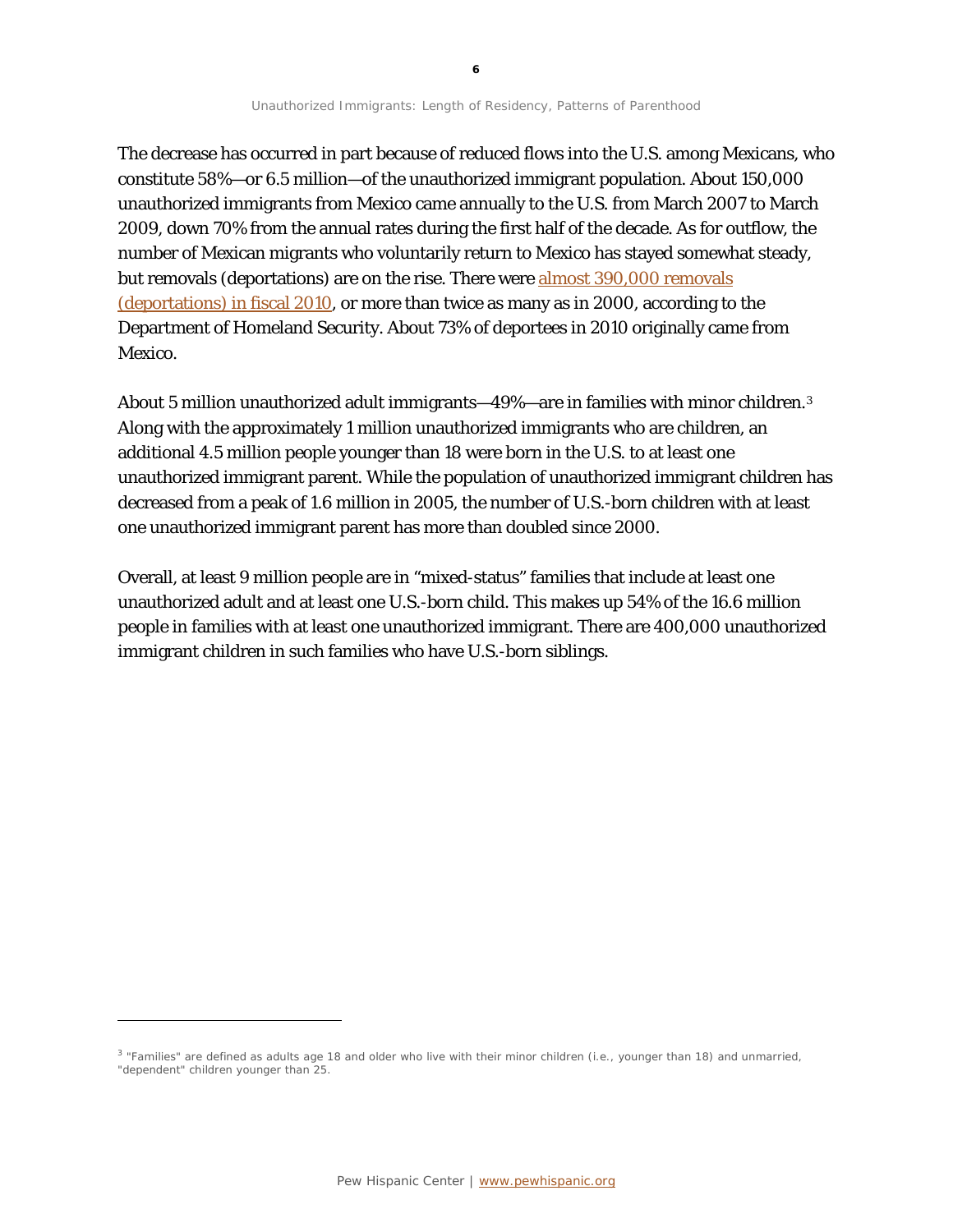The decrease has occurred in part because of reduced flows into the U.S. among Mexicans, who constitute 58%—or 6.5 million—of the unauthorized immigrant population. About 150,000 unauthorized immigrants from Mexico came annually to the U.S. from March 2007 to March 2009, down 70% from the annual rates during the first half of the decade. As for outflow, the number of Mexican migrants who voluntarily return to Mexico has stayed somewhat steady, but removals (deportations) are on the rise. There were almost 390,000 removals (deportations) in fiscal 2010, or more than twice as many as in 2000, according to the Department of Homeland Security. About 73% of deportees in 2010 originally came from Mexico.

About 5 million unauthorized adult immigrants—49%—are in families with minor children.[3] Along with the approximately 1 million unauthorized immigrants who are children, an additional 4.5 million people younger than 18 were born in the U.S. to at least one unauthorized immigrant parent. While the population of unauthorized immigrant children has decreased from a peak of 1.6 million in 2005, the number of U.S.-born children with at least one unauthorized immigrant parent has more than doubled since 2000.

Overall, at least 9 million people are in "mixed-status" families that include at least one unauthorized adult and at least one U.S.-born child. This makes up 54% of the 16.6 million people in families with at least one unauthorized immigrant. There are 400,000 unauthorized immigrant children in such families who have U.S.-born siblings.

---

[3] "Families" are defined as adults age 18 and older who live with their minor children (i.e., younger than 18) and unmarried, "dependent" children younger than 25.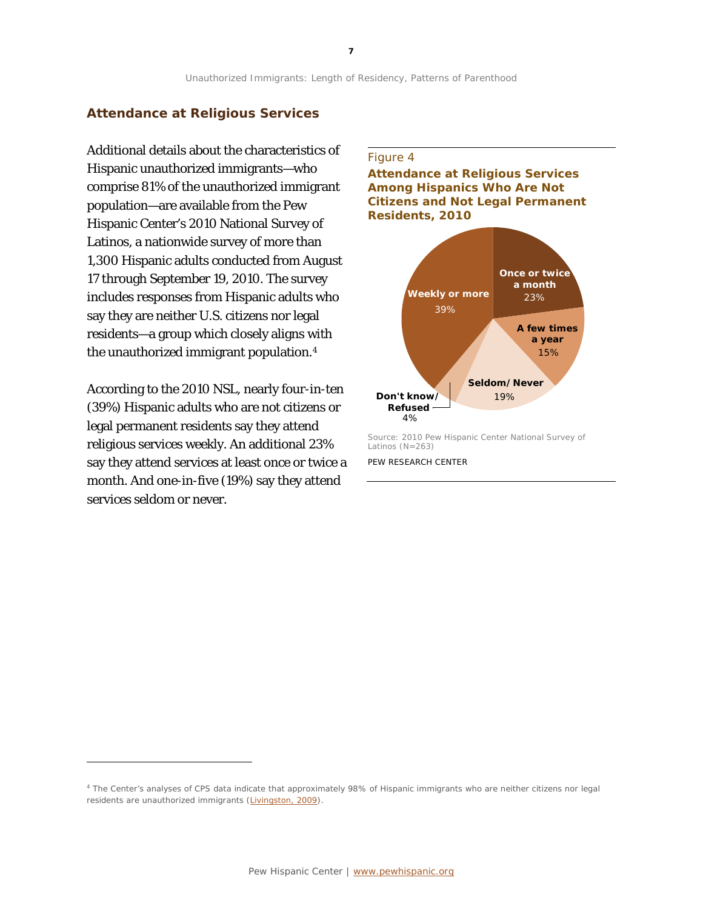## Attendance at Religious Services

Additional details about the characteristics of Hispanic unauthorized immigrants—who comprise 81% of the unauthorized immigrant population—are available from the Pew Hispanic Center's 2010 National Survey of Latinos, a nationwide survey of more than 1,300 Hispanic adults conducted from August 17 through September 19, 2010. The survey includes responses from Hispanic adults who say they are neither U.S. citizens nor legal residents—a group which closely aligns with the unauthorized immigrant population.[4]

According to the 2010 NSL, nearly four-in-ten (39%) Hispanic adults who are not citizens or legal permanent residents say they attend religious services weekly. An additional 23% say they attend services at least once or twice a month. And one-in-five (19%) say they attend services seldom or never.

Figure 4

**Attendance at Religious Services Among Hispanics Who Are Not Citizens and Not Legal Permanent Residents, 2010**

| Attendance | % |
|---|---|
| Weekly or more | 39% |
| Once or twice a month | 23% |
| A few times a year | 15% |
| Seldom/Never | 19% |
| Don't know/Refused | 4% |

Source: 2010 Pew Hispanic Center National Survey of Latinos (N=263)

PEW RESEARCH CENTER

---

[4] The Center's analyses of CPS data indicate that approximately 98% of Hispanic immigrants who are neither citizens nor legal residents are unauthorized immigrants (Livingston, 2009).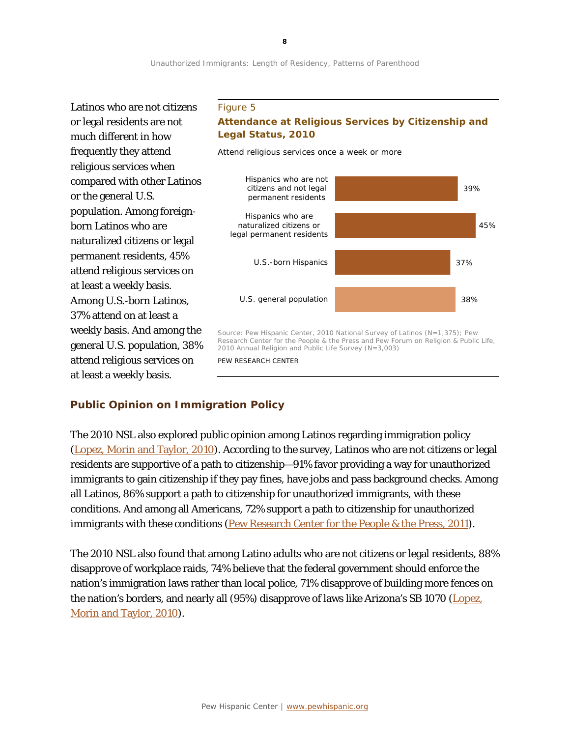Latinos who are not citizens or legal residents are not much different in how frequently they attend religious services when compared with other Latinos or the general U.S. population. Among foreign-born Latinos who are naturalized citizens or legal permanent residents, 45% attend religious services on at least a weekly basis. Among U.S.-born Latinos, 37% attend on at least a weekly basis. And among the general U.S. population, 38% attend religious services on at least a weekly basis.

Figure 5

**Attendance at Religious Services by Citizenship and Legal Status, 2010**

*Attend religious services once a week or more*

| | |
|---|---|
| Hispanics who are not citizens and not legal permanent residents | 39% |
| Hispanics who are naturalized citizens or legal permanent residents | 45% |
| U.S.-born Hispanics | 37% |
| U.S. general population | 38% |

Source: Pew Hispanic Center, 2010 National Survey of Latinos (N=1,375); Pew Research Center for the People & the Press and Pew Forum on Religion & Public Life, 2010 Annual Religion and Public Life Survey (N=3,003)

PEW RESEARCH CENTER

## Public Opinion on Immigration Policy

The 2010 NSL also explored public opinion among Latinos regarding immigration policy (Lopez, Morin and Taylor, 2010). According to the survey, Latinos who are not citizens or legal residents are supportive of a path to citizenship—91% favor providing a way for unauthorized immigrants to gain citizenship if they pay fines, have jobs and pass background checks. Among all Latinos, 86% support a path to citizenship for unauthorized immigrants, with these conditions. And among all Americans, 72% support a path to citizenship for unauthorized immigrants with these conditions (Pew Research Center for the People & the Press, 2011).

The 2010 NSL also found that among Latino adults who are not citizens or legal residents, 88% disapprove of workplace raids, 74% believe that the federal government should enforce the nation's immigration laws rather than local police, 71% disapprove of building more fences on the nation's borders, and nearly all (95%) disapprove of laws like Arizona's SB 1070 (Lopez, Morin and Taylor, 2010).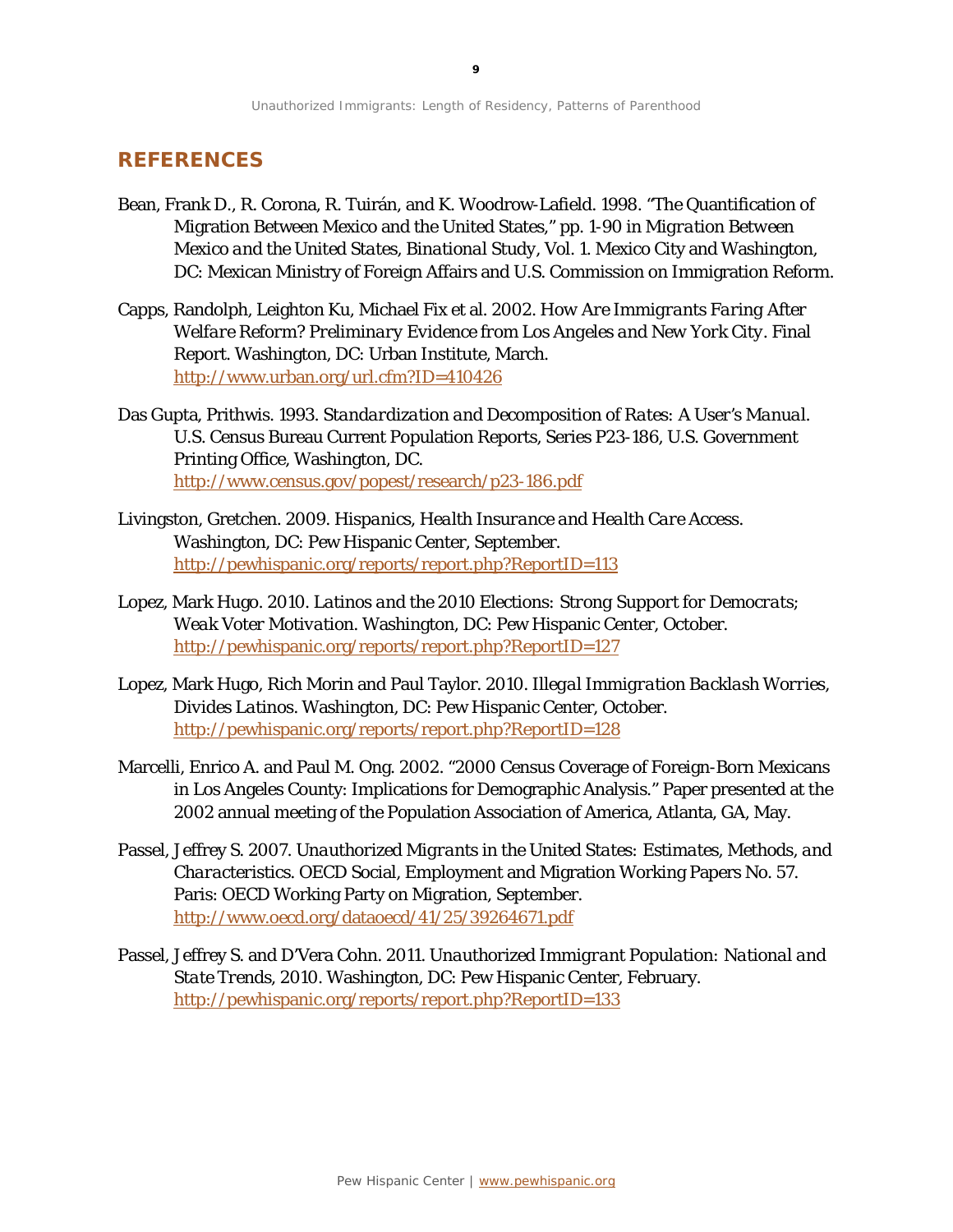## REFERENCES

Bean, Frank D., R. Corona, R. Tuirán, and K. Woodrow-Lafield. 1998. "The Quantification of Migration Between Mexico and the United States," pp. 1-90 in *Migration Between Mexico and the United States, Binational Study*, Vol. 1. Mexico City and Washington, DC: Mexican Ministry of Foreign Affairs and U.S. Commission on Immigration Reform.

Capps, Randolph, Leighton Ku, Michael Fix et al. 2002. *How Are Immigrants Faring After Welfare Reform? Preliminary Evidence from Los Angeles and New York City*. Final Report. Washington, DC: Urban Institute, March. http://www.urban.org/url.cfm?ID=410426

Das Gupta, Prithwis. 1993. *Standardization and Decomposition of Rates: A User's Manual*. U.S. Census Bureau Current Population Reports, Series P23-186, U.S. Government Printing Office, Washington, DC. http://www.census.gov/popest/research/p23-186.pdf

Livingston, Gretchen. 2009. *Hispanics, Health Insurance and Health Care Access*. Washington, DC: Pew Hispanic Center, September. http://pewhispanic.org/reports/report.php?ReportID=113

Lopez, Mark Hugo. 2010. *Latinos and the 2010 Elections: Strong Support for Democrats; Weak Voter Motivation*. Washington, DC: Pew Hispanic Center, October. http://pewhispanic.org/reports/report.php?ReportID=127

Lopez, Mark Hugo, Rich Morin and Paul Taylor. 2010. *Illegal Immigration Backlash Worries, Divides Latinos*. Washington, DC: Pew Hispanic Center, October. http://pewhispanic.org/reports/report.php?ReportID=128

Marcelli, Enrico A. and Paul M. Ong. 2002. "2000 Census Coverage of Foreign-Born Mexicans in Los Angeles County: Implications for Demographic Analysis." Paper presented at the 2002 annual meeting of the Population Association of America, Atlanta, GA, May.

Passel, Jeffrey S. 2007. *Unauthorized Migrants in the United States: Estimates, Methods, and Characteristics*. OECD Social, Employment and Migration Working Papers No. 57. Paris: OECD Working Party on Migration, September. http://www.oecd.org/dataoecd/41/25/39264671.pdf

Passel, Jeffrey S. and D'Vera Cohn. 2011. *Unauthorized Immigrant Population: National and State Trends, 2010*. Washington, DC: Pew Hispanic Center, February. http://pewhispanic.org/reports/report.php?ReportID=133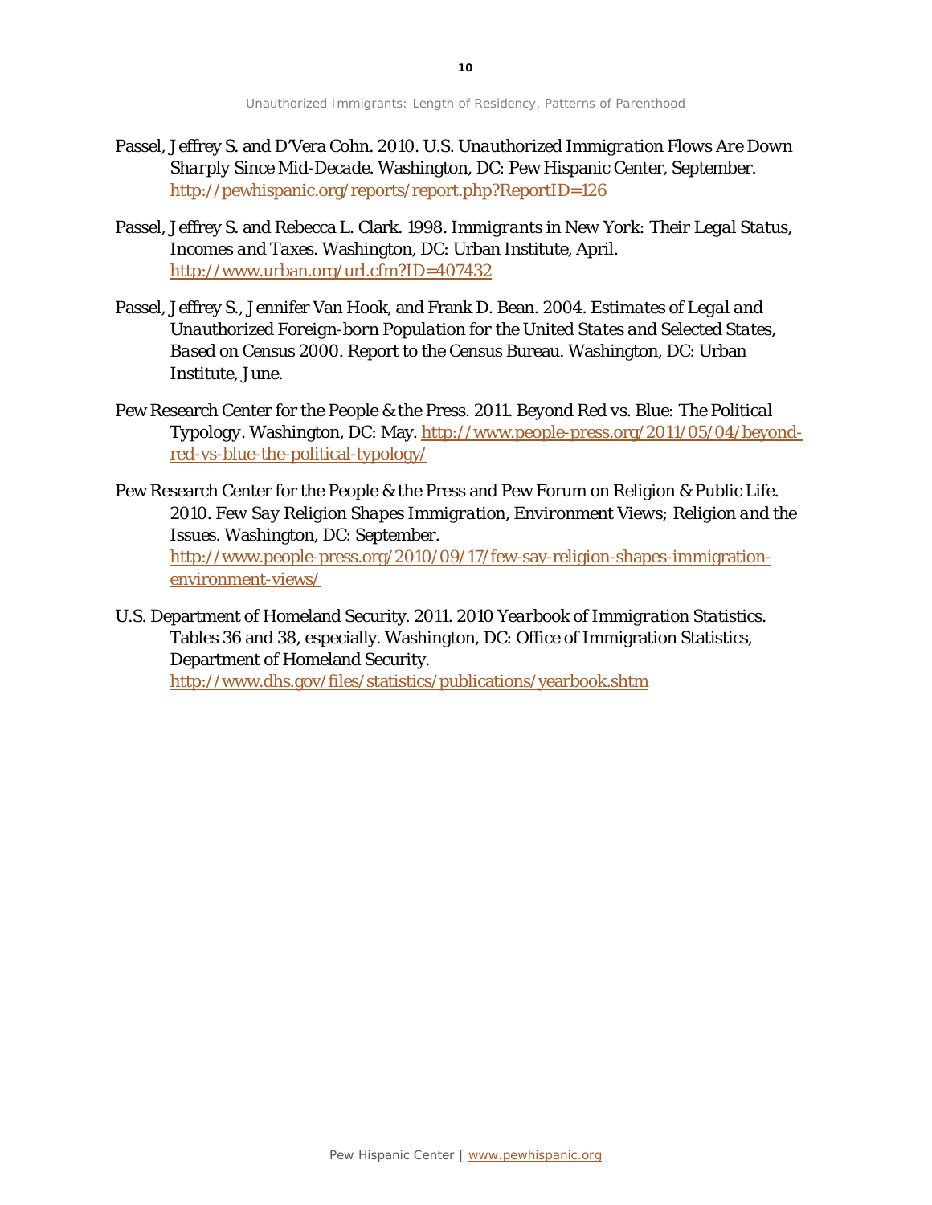Passel, Jeffrey S. and D'Vera Cohn. 2010. *U.S. Unauthorized Immigration Flows Are Down Sharply Since Mid-Decade*. Washington, DC: Pew Hispanic Center, September. http://pewhispanic.org/reports/report.php?ReportID=126

Passel, Jeffrey S. and Rebecca L. Clark. 1998. *Immigrants in New York: Their Legal Status, Incomes and Taxes*. Washington, DC: Urban Institute, April. http://www.urban.org/url.cfm?ID=407432

Passel, Jeffrey S., Jennifer Van Hook, and Frank D. Bean. 2004. *Estimates of Legal and Unauthorized Foreign-born Population for the United States and Selected States, Based on Census 2000*. Report to the Census Bureau. Washington, DC: Urban Institute, June.

Pew Research Center for the People & the Press. 2011. *Beyond Red vs. Blue: The Political Typology*. Washington, DC: May. http://www.people-press.org/2011/05/04/beyond-red-vs-blue-the-political-typology/

Pew Research Center for the People & the Press and Pew Forum on Religion & Public Life. 2010. *Few Say Religion Shapes Immigration, Environment Views; Religion and the Issues*. Washington, DC: September. http://www.people-press.org/2010/09/17/few-say-religion-shapes-immigration-environment-views/

U.S. Department of Homeland Security. 2011. *2010 Yearbook of Immigration Statistics*. Tables 36 and 38, especially. Washington, DC: Office of Immigration Statistics, Department of Homeland Security. http://www.dhs.gov/files/statistics/publications/yearbook.shtm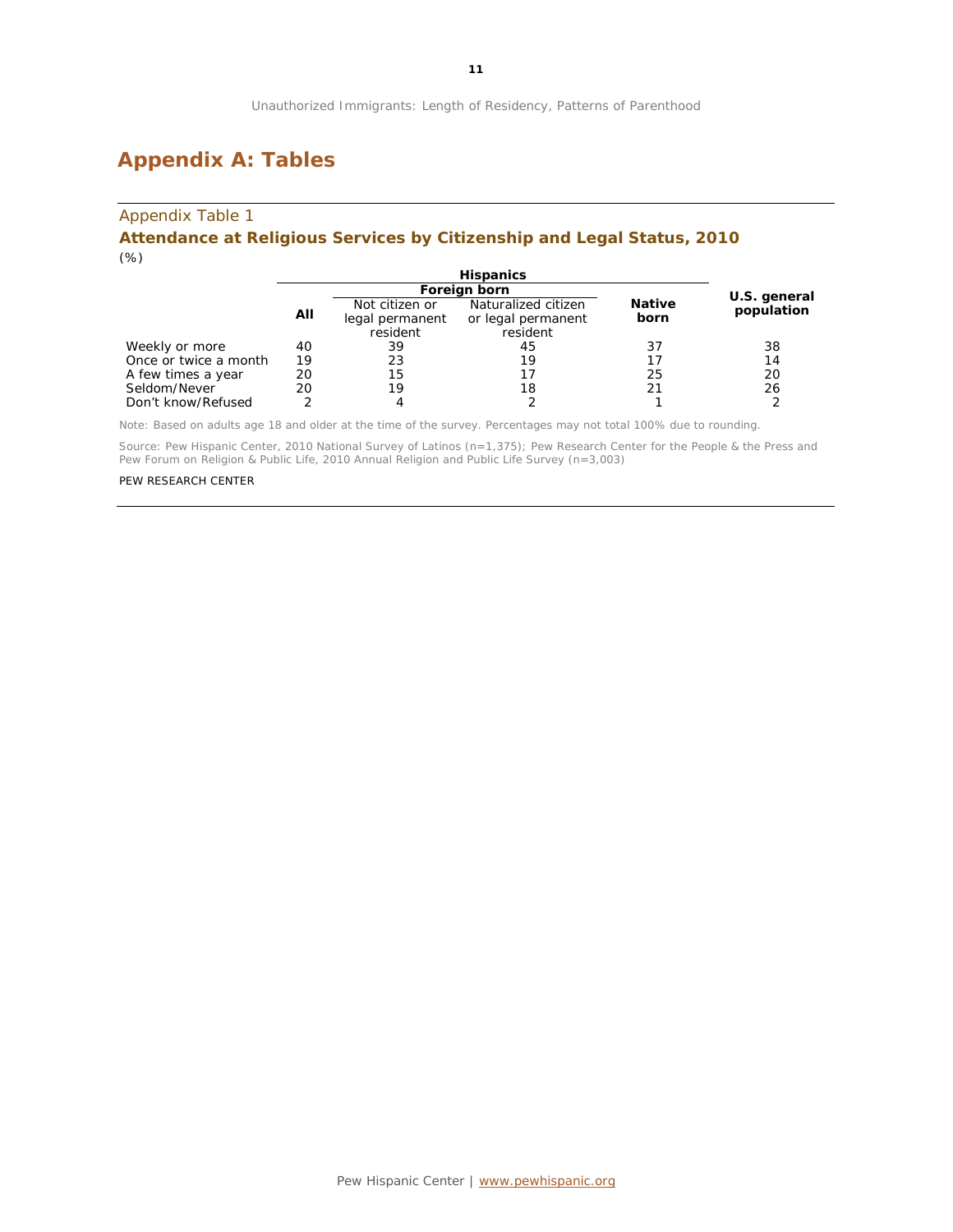# Appendix A: Tables

Appendix Table 1

**Attendance at Religious Services by Citizenship and Legal Status, 2010**

(%)

| | Hispanics | | | | |
|---|---|---|---|---|---|
| | | Foreign born | | | |
| | **All** | Not citizen or legal permanent resident | Naturalized citizen or legal permanent resident | **Native born** | **U.S. general population** |
| Weekly or more | 40 | 39 | 45 | 37 | 38 |
| Once or twice a month | 19 | 23 | 19 | 17 | 14 |
| A few times a year | 20 | 15 | 17 | 25 | 20 |
| Seldom/Never | 20 | 19 | 18 | 21 | 26 |
| Don't know/Refused | 2 | 4 | 2 | 1 | 2 |

Note: Based on adults age 18 and older at the time of the survey. Percentages may not total 100% due to rounding.

Source: Pew Hispanic Center, 2010 National Survey of Latinos (n=1,375); Pew Research Center for the People & the Press and Pew Forum on Religion & Public Life, 2010 Annual Religion and Public Life Survey (n=3,003)

PEW RESEARCH CENTER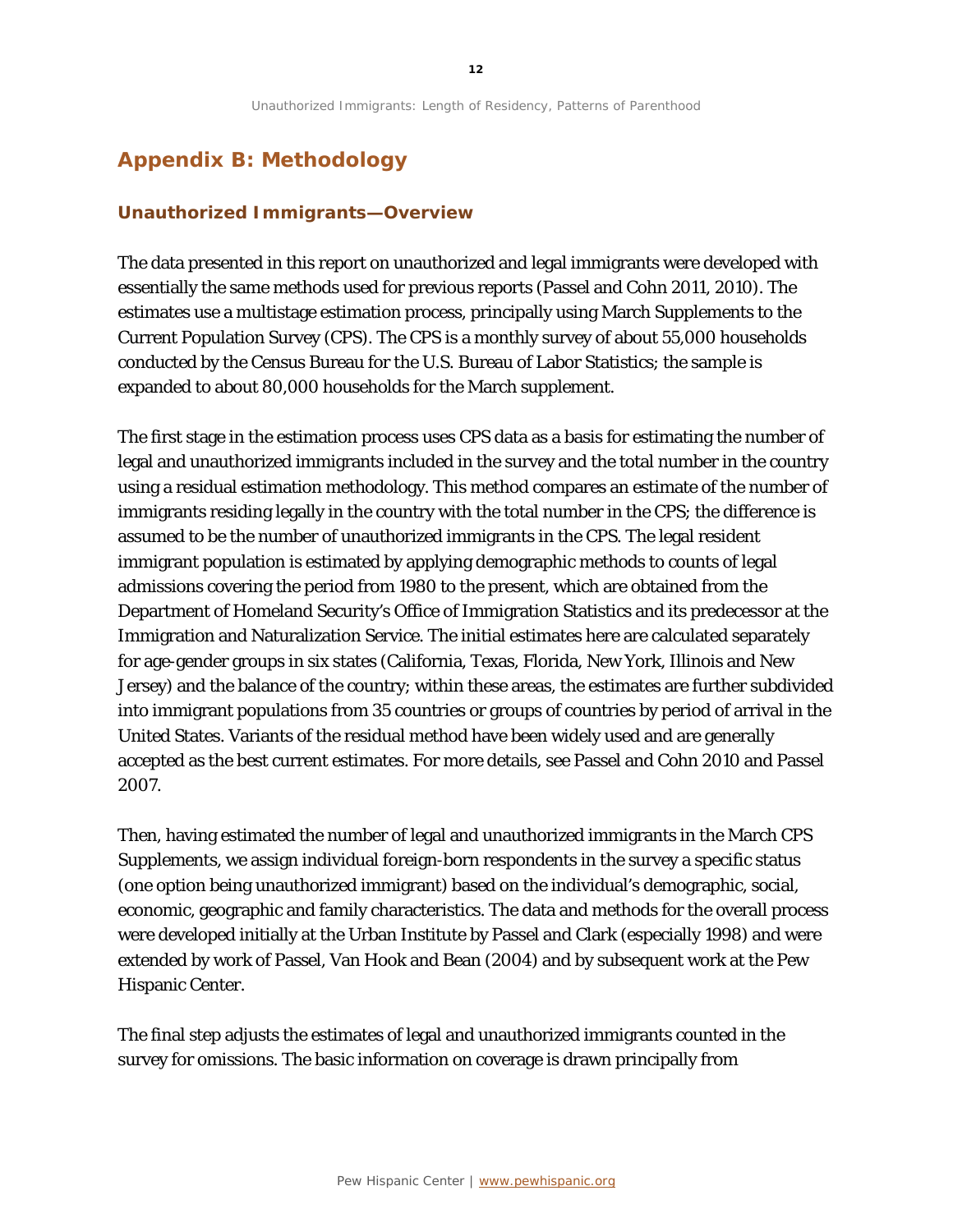## Appendix B: Methodology

### Unauthorized Immigrants—Overview

The data presented in this report on unauthorized and legal immigrants were developed with essentially the same methods used for previous reports (Passel and Cohn 2011, 2010). The estimates use a multistage estimation process, principally using March Supplements to the Current Population Survey (CPS). The CPS is a monthly survey of about 55,000 households conducted by the Census Bureau for the U.S. Bureau of Labor Statistics; the sample is expanded to about 80,000 households for the March supplement.

The first stage in the estimation process uses CPS data as a basis for estimating the number of legal and unauthorized immigrants included in the survey and the total number in the country using a residual estimation methodology. This method compares an estimate of the number of immigrants residing legally in the country with the total number in the CPS; the difference is assumed to be the number of unauthorized immigrants in the CPS. The legal resident immigrant population is estimated by applying demographic methods to counts of legal admissions covering the period from 1980 to the present, which are obtained from the Department of Homeland Security's Office of Immigration Statistics and its predecessor at the Immigration and Naturalization Service. The initial estimates here are calculated separately for age-gender groups in six states (California, Texas, Florida, New York, Illinois and New Jersey) and the balance of the country; within these areas, the estimates are further subdivided into immigrant populations from 35 countries or groups of countries by period of arrival in the United States. Variants of the residual method have been widely used and are generally accepted as the best current estimates. For more details, see Passel and Cohn 2010 and Passel 2007.

Then, having estimated the number of legal and unauthorized immigrants in the March CPS Supplements, we assign individual foreign-born respondents in the survey a specific status (one option being unauthorized immigrant) based on the individual's demographic, social, economic, geographic and family characteristics. The data and methods for the overall process were developed initially at the Urban Institute by Passel and Clark (especially 1998) and were extended by work of Passel, Van Hook and Bean (2004) and by subsequent work at the Pew Hispanic Center.

The final step adjusts the estimates of legal and unauthorized immigrants counted in the survey for omissions. The basic information on coverage is drawn principally from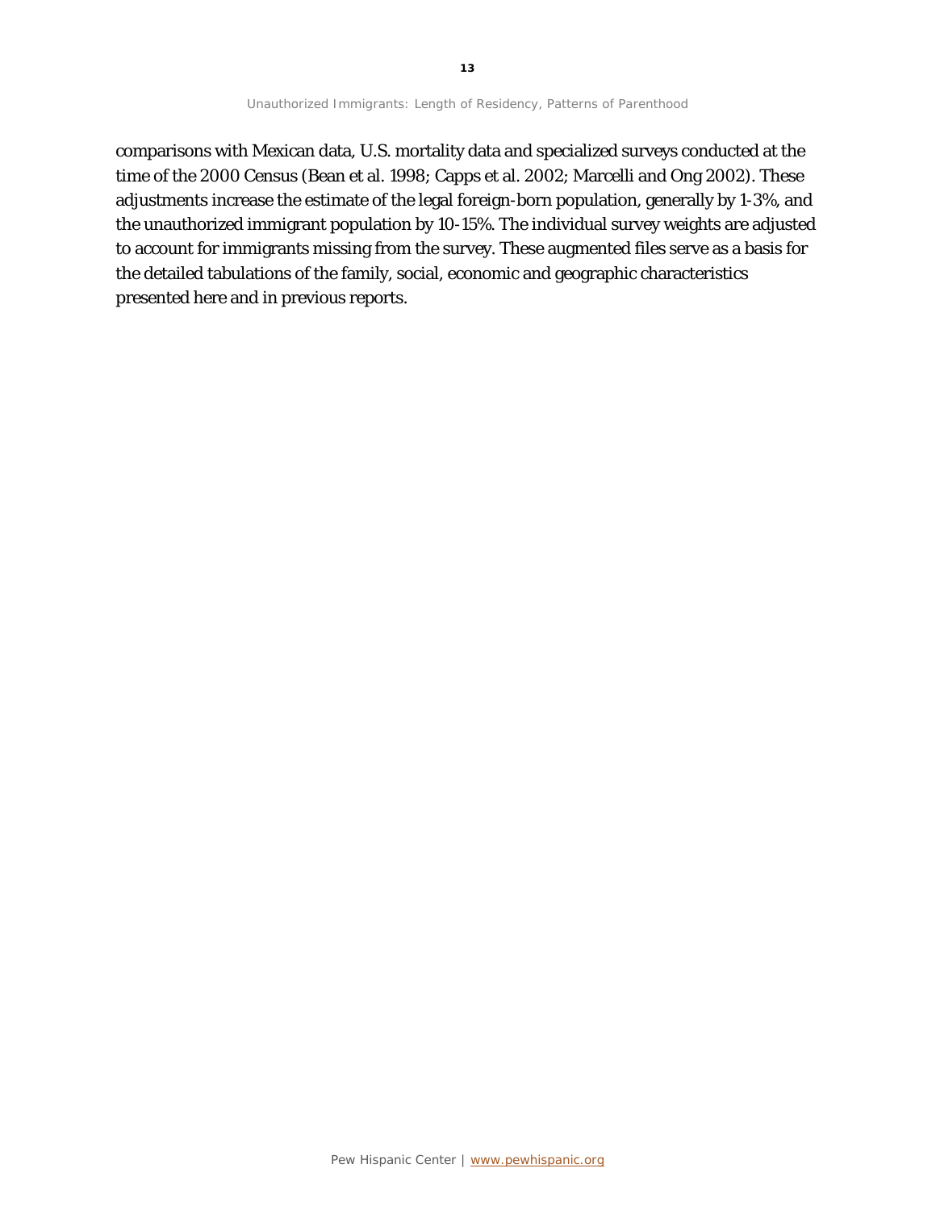comparisons with Mexican data, U.S. mortality data and specialized surveys conducted at the time of the 2000 Census (Bean et al. 1998; Capps et al. 2002; Marcelli and Ong 2002). These adjustments increase the estimate of the legal foreign-born population, generally by 1-3%, and the unauthorized immigrant population by 10-15%. The individual survey weights are adjusted to account for immigrants missing from the survey. These augmented files serve as a basis for the detailed tabulations of the family, social, economic and geographic characteristics presented here and in previous reports.